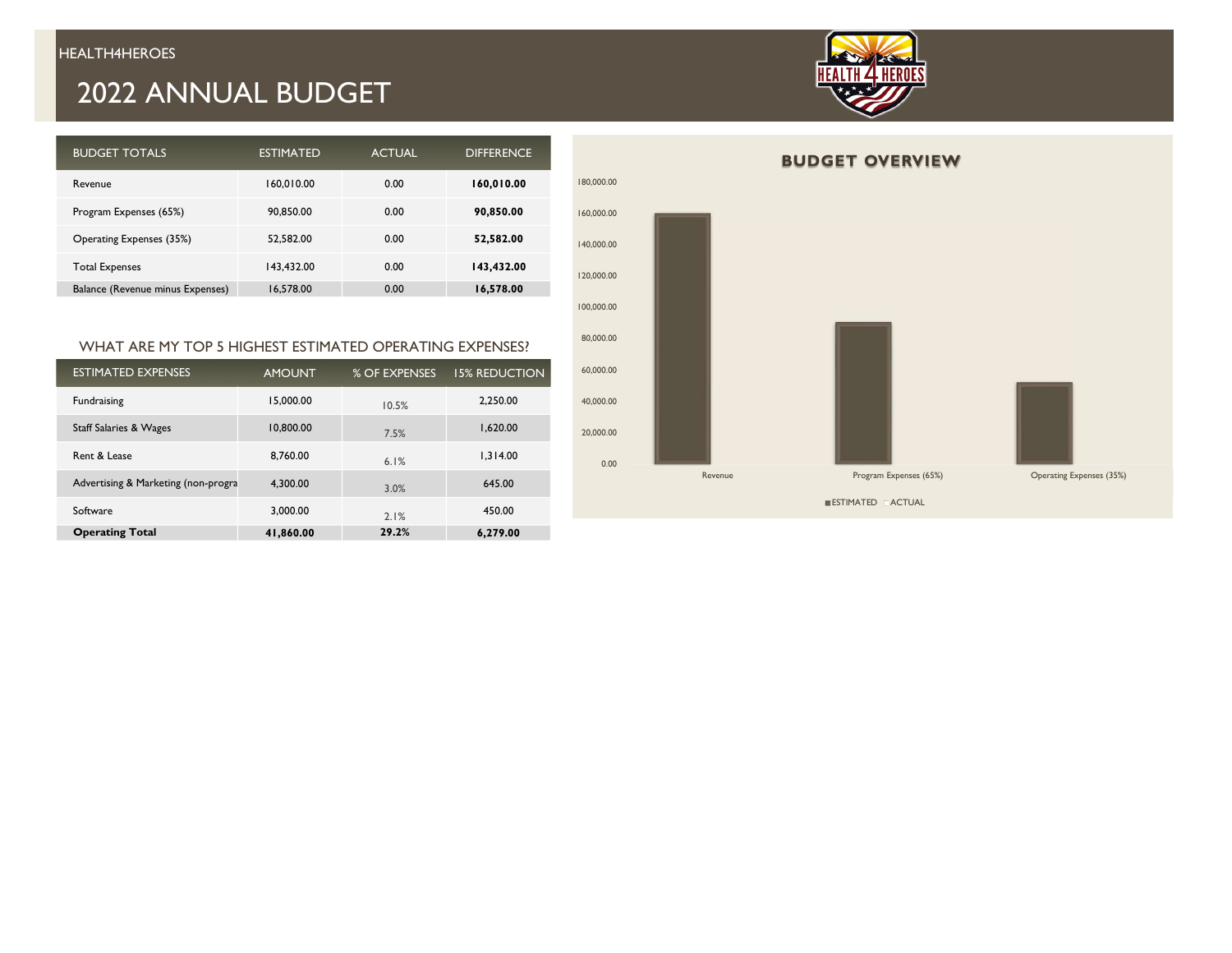HEALTH4HEROES

# 2022 ANNUAL BUDGET

| BUDGET TOTALS | ESTIMATED | ACTUAL | DIFFERENCE |
|---|---|---|---|
| Revenue | 160,010.00 | 0.00 | **160,010.00** |
| Program Expenses (65%) | 90,850.00 | 0.00 | **90,850.00** |
| Operating Expenses (35%) | 52,582.00 | 0.00 | **52,582.00** |
| Total Expenses | 143,432.00 | 0.00 | **143,432.00** |
| Balance (Revenue minus Expenses) | 16,578.00 | 0.00 | **16,578.00** |

## WHAT ARE MY TOP 5 HIGHEST ESTIMATED OPERATING EXPENSES?

| ESTIMATED EXPENSES | AMOUNT | % OF EXPENSES | 15% REDUCTION |
|---|---|---|---|
| Fundraising | 15,000.00 | 10.5% | 2,250.00 |
| Staff Salaries & Wages | 10,800.00 | 7.5% | 1,620.00 |
| Rent & Lease | 8,760.00 | 6.1% | 1,314.00 |
| Advertising & Marketing (non-progra | 4,300.00 | 3.0% | 645.00 |
| Software | 3,000.00 | 2.1% | 450.00 |
| **Operating Total** | **41,860.00** | **29.2%** | **6,279.00** |

## BUDGET OVERVIEW

| | ESTIMATED | ACTUAL |
|---|---|---|
| Revenue | 160,010.00 | 0.00 |
| Program Expenses (65%) | 90,850.00 | 0.00 |
| Operating Expenses (35%) | 52,582.00 | 0.00 |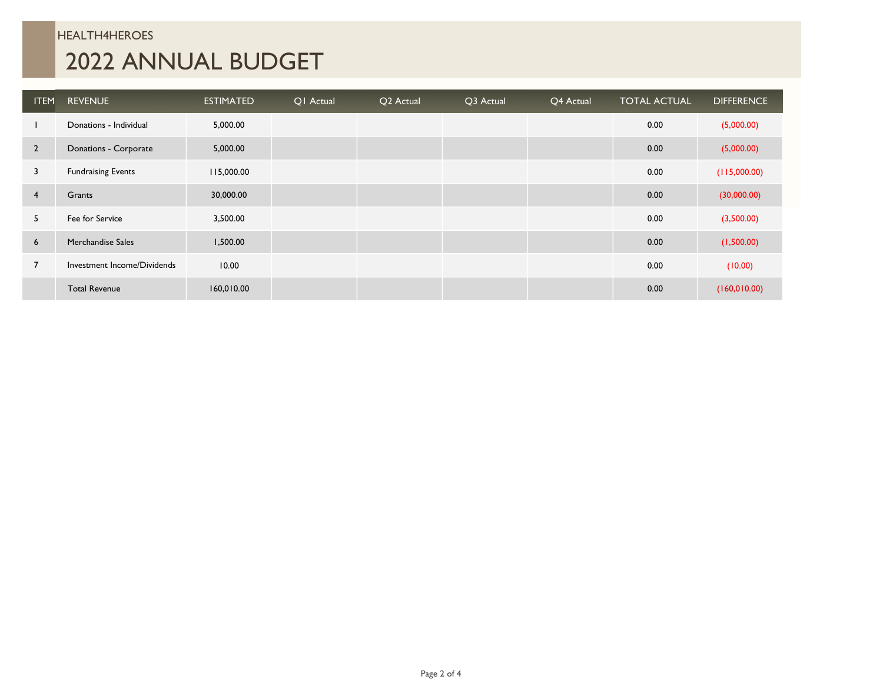HEALTH4HEROES

# 2022 ANNUAL BUDGET

| ITEM | REVENUE | ESTIMATED | Q1 Actual | Q2 Actual | Q3 Actual | Q4 Actual | TOTAL ACTUAL | DIFFERENCE |
|---|---|---|---|---|---|---|---|---|
| 1 | Donations - Individual | 5,000.00 | | | | | 0.00 | (5,000.00) |
| 2 | Donations - Corporate | 5,000.00 | | | | | 0.00 | (5,000.00) |
| 3 | Fundraising Events | 115,000.00 | | | | | 0.00 | (115,000.00) |
| 4 | Grants | 30,000.00 | | | | | 0.00 | (30,000.00) |
| 5 | Fee for Service | 3,500.00 | | | | | 0.00 | (3,500.00) |
| 6 | Merchandise Sales | 1,500.00 | | | | | 0.00 | (1,500.00) |
| 7 | Investment Income/Dividends | 10.00 | | | | | 0.00 | (10.00) |
| | Total Revenue | 160,010.00 | | | | | 0.00 | (160,010.00) |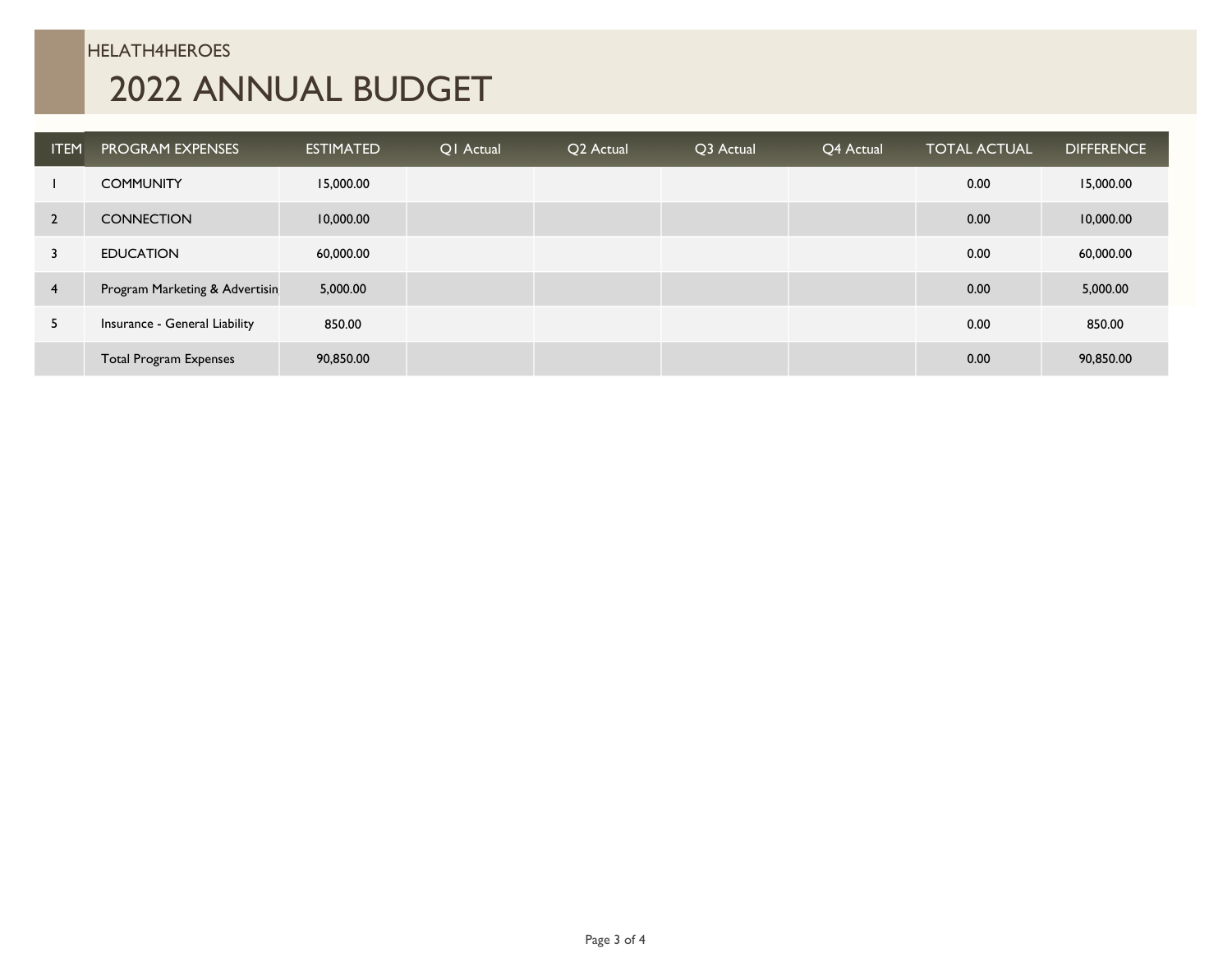HELATH4HEROES

# 2022 ANNUAL BUDGET

| ITEM | PROGRAM EXPENSES | ESTIMATED | Q1 Actual | Q2 Actual | Q3 Actual | Q4 Actual | TOTAL ACTUAL | DIFFERENCE |
|---|---|---|---|---|---|---|---|---|
| 1 | COMMUNITY | 15,000.00 | | | | | 0.00 | 15,000.00 |
| 2 | CONNECTION | 10,000.00 | | | | | 0.00 | 10,000.00 |
| 3 | EDUCATION | 60,000.00 | | | | | 0.00 | 60,000.00 |
| 4 | Program Marketing & Advertisin | 5,000.00 | | | | | 0.00 | 5,000.00 |
| 5 | Insurance - General Liability | 850.00 | | | | | 0.00 | 850.00 |
| | Total Program Expenses | 90,850.00 | | | | | 0.00 | 90,850.00 |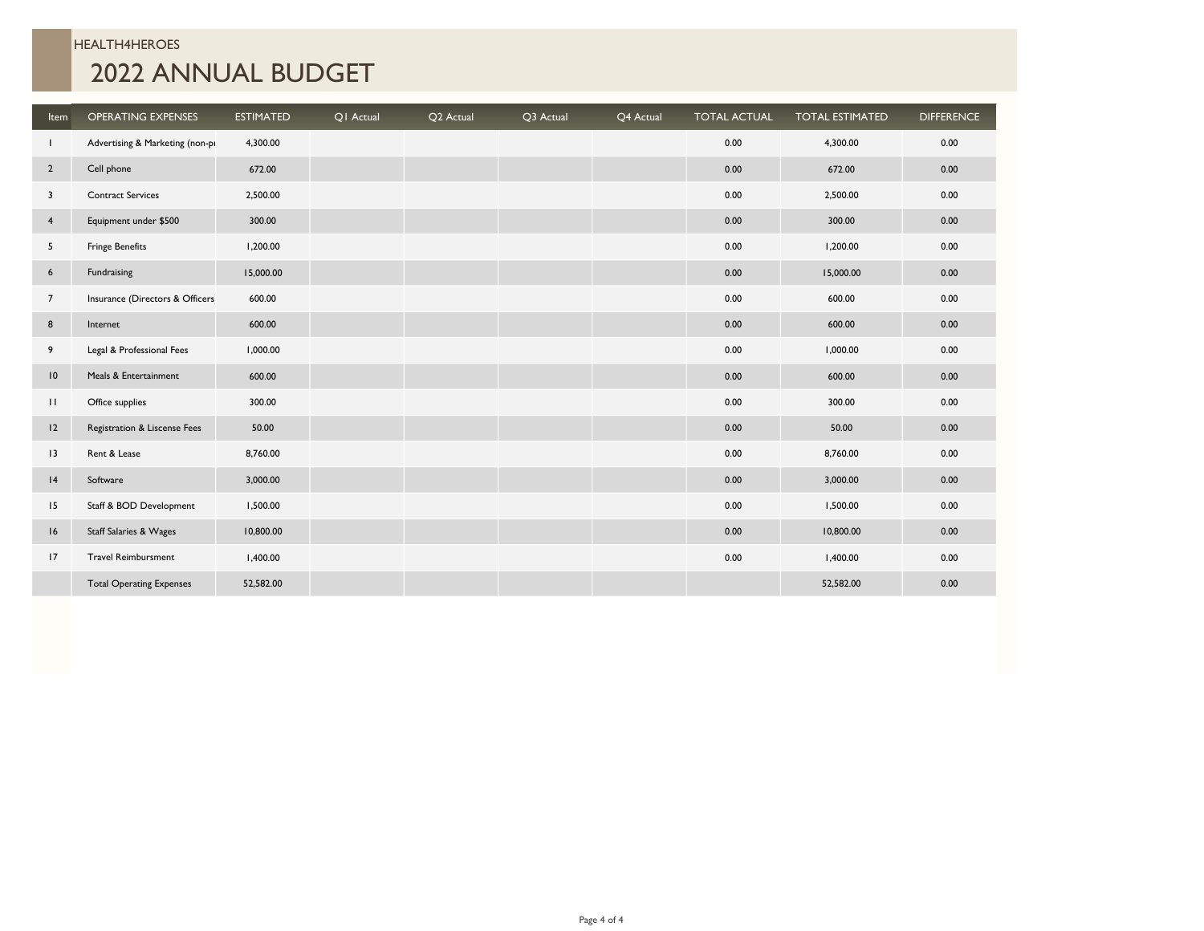HEALTH4HEROES

# 2022 ANNUAL BUDGET

| Item | OPERATING EXPENSES | ESTIMATED | Q1 Actual | Q2 Actual | Q3 Actual | Q4 Actual | TOTAL ACTUAL | TOTAL ESTIMATED | DIFFERENCE |
|---|---|---|---|---|---|---|---|---|---|
| 1 | Advertising & Marketing (non-pı | 4,300.00 | | | | | 0.00 | 4,300.00 | 0.00 |
| 2 | Cell phone | 672.00 | | | | | 0.00 | 672.00 | 0.00 |
| 3 | Contract Services | 2,500.00 | | | | | 0.00 | 2,500.00 | 0.00 |
| 4 | Equipment under $500 | 300.00 | | | | | 0.00 | 300.00 | 0.00 |
| 5 | Fringe Benefits | 1,200.00 | | | | | 0.00 | 1,200.00 | 0.00 |
| 6 | Fundraising | 15,000.00 | | | | | 0.00 | 15,000.00 | 0.00 |
| 7 | Insurance (Directors & Officers | 600.00 | | | | | 0.00 | 600.00 | 0.00 |
| 8 | Internet | 600.00 | | | | | 0.00 | 600.00 | 0.00 |
| 9 | Legal & Professional Fees | 1,000.00 | | | | | 0.00 | 1,000.00 | 0.00 |
| 10 | Meals & Entertainment | 600.00 | | | | | 0.00 | 600.00 | 0.00 |
| 11 | Office supplies | 300.00 | | | | | 0.00 | 300.00 | 0.00 |
| 12 | Registration & Liscense Fees | 50.00 | | | | | 0.00 | 50.00 | 0.00 |
| 13 | Rent & Lease | 8,760.00 | | | | | 0.00 | 8,760.00 | 0.00 |
| 14 | Software | 3,000.00 | | | | | 0.00 | 3,000.00 | 0.00 |
| 15 | Staff & BOD Development | 1,500.00 | | | | | 0.00 | 1,500.00 | 0.00 |
| 16 | Staff Salaries & Wages | 10,800.00 | | | | | 0.00 | 10,800.00 | 0.00 |
| 17 | Travel Reimbursment | 1,400.00 | | | | | 0.00 | 1,400.00 | 0.00 |
| | Total Operating Expenses | 52,582.00 | | | | | | 52,582.00 | 0.00 |